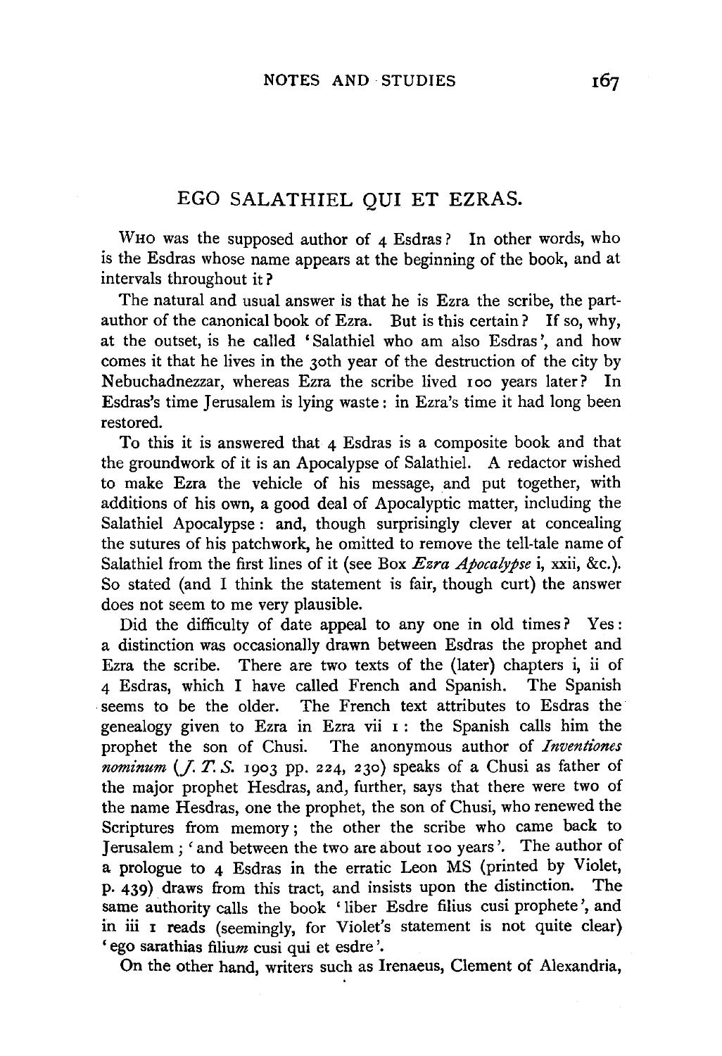# EGO SALATHIEL QUI ET EZRAS.

WHO was the supposed author of 4 Esdras? In other words, who is the Esdras whose name appears at the beginning of the book, and at intervals throughout it?

The natural and usual answer is that he is Ezra the scribe, the part-author of the canonical book of Ezra. But is this certain? If so, why, at the outset, is he called 'Salathiel who am also Esdras', and how comes it that he lives in the 30th year of the destruction of the city by Nebuchadnezzar, whereas Ezra the scribe lived 100 years later? In Esdras's time Jerusalem is lying waste: in Ezra's time it had long been restored.

To this it is answered that 4 Esdras is a composite book and that the groundwork of it is an Apocalypse of Salathiel. A redactor wished to make Ezra the vehicle of his message, and put together, with additions of his own, a good deal of Apocalyptic matter, including the Salathiel Apocalypse: and, though surprisingly clever at concealing the sutures of his patchwork, he omitted to remove the tell-tale name of Salathiel from the first lines of it (see Box *Ezra Apocalypse* i, xxii, &c.). So stated (and I think the statement is fair, though curt) the answer does not seem to me very plausible.

Did the difficulty of date appeal to any one in old times? Yes: a distinction was occasionally drawn between Esdras the prophet and Ezra the scribe. There are two texts of the (later) chapters i, ii of 4 Esdras, which I have called French and Spanish. The Spanish seems to be the older. The French text attributes to Esdras the genealogy given to Ezra in Ezra vii 1: the Spanish calls him the prophet the son of Chusi. The anonymous author of *Inventiones nominum* (*J. T. S.* 1903 pp. 224, 230) speaks of a Chusi as father of the major prophet Hesdras, and, further, says that there were two of the name Hesdras, one the prophet, the son of Chusi, who renewed the Scriptures from memory; the other the scribe who came back to Jerusalem; 'and between the two are about 100 years'. The author of a prologue to 4 Esdras in the erratic Leon MS (printed by Violet, p. 439) draws from this tract, and insists upon the distinction. The same authority calls the book 'liber Esdre filius cusi prophete', and in iii 1 reads (seemingly, for Violet's statement is not quite clear) 'ego sarathias filiu*m* cusi qui et esdre'.

On the other hand, writers such as Irenaeus, Clement of Alexandria,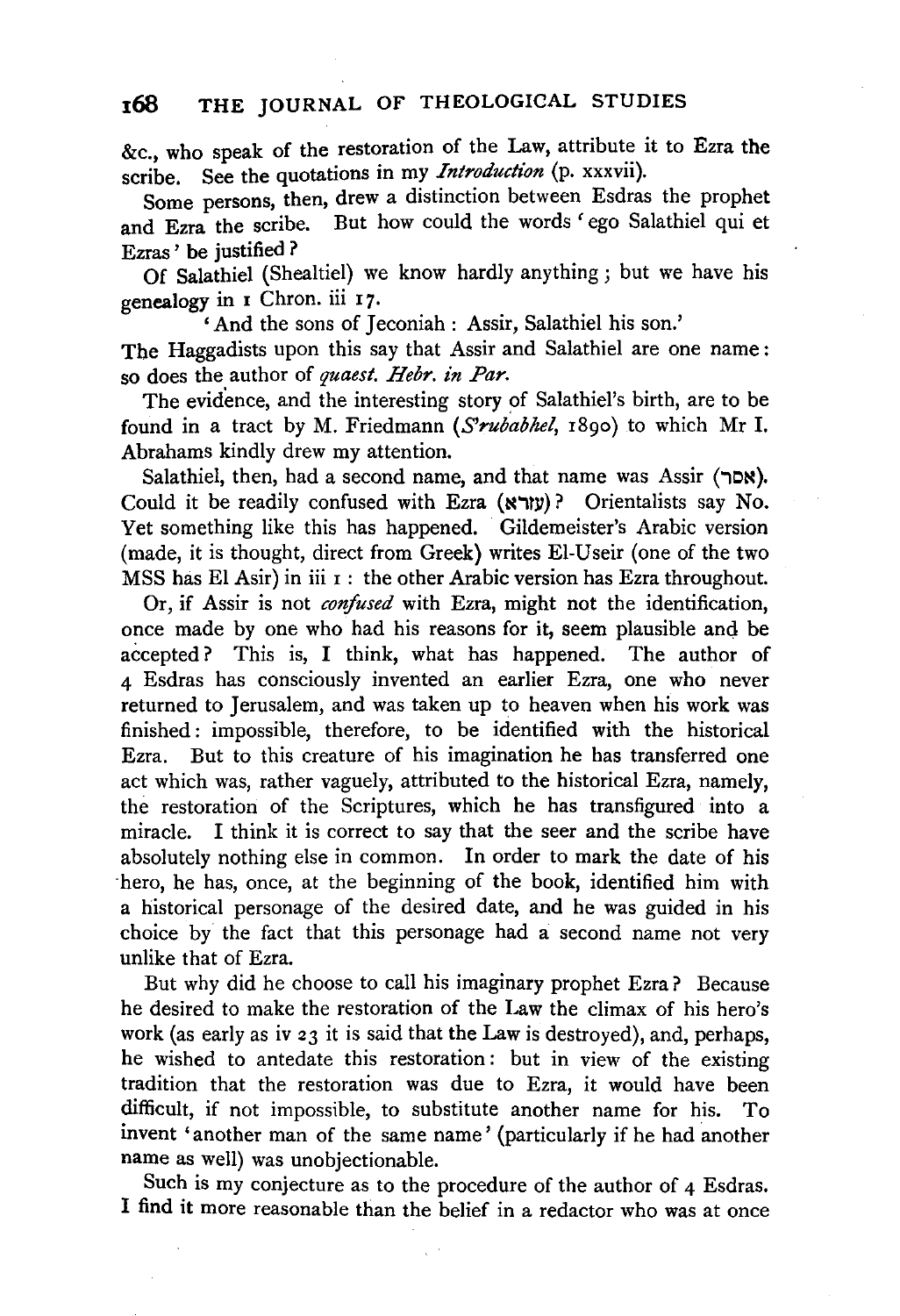&c., who speak of the restoration of the Law, attribute it to Ezra the scribe. See the quotations in my *Introduction* (p. xxxvii).

Some persons, then, drew a distinction between Esdras the prophet and Ezra the scribe. But how could the words 'ego Salathiel qui et Ezras' be justified?

Of Salathiel (Shealtiel) we know hardly anything; but we have his genealogy in 1 Chron. iii 17.

'And the sons of Jeconiah: Assir, Salathiel his son.'

The Haggadists upon this say that Assir and Salathiel are one name: so does the author of *quaest. Hebr. in Par.*

The evidence, and the interesting story of Salathiel's birth, are to be found in a tract by M. Friedmann (*S'rubabhel*, 1890) to which Mr I. Abrahams kindly drew my attention.

Salathiel, then, had a second name, and that name was Assir (אסר). Could it be readily confused with Ezra (עזרא)? Orientalists say No. Yet something like this has happened. Gildemeister's Arabic version (made, it is thought, direct from Greek) writes El-Useir (one of the two MSS has El Asir) in iii 1: the other Arabic version has Ezra throughout.

Or, if Assir is not *confused* with Ezra, might not the identification, once made by one who had his reasons for it, seem plausible and be accepted? This is, I think, what has happened. The author of 4 Esdras has consciously invented an earlier Ezra, one who never returned to Jerusalem, and was taken up to heaven when his work was finished: impossible, therefore, to be identified with the historical Ezra. But to this creature of his imagination he has transferred one act which was, rather vaguely, attributed to the historical Ezra, namely, the restoration of the Scriptures, which he has transfigured into a miracle. I think it is correct to say that the seer and the scribe have absolutely nothing else in common. In order to mark the date of his hero, he has, once, at the beginning of the book, identified him with a historical personage of the desired date, and he was guided in his choice by the fact that this personage had a second name not very unlike that of Ezra.

But why did he choose to call his imaginary prophet Ezra? Because he desired to make the restoration of the Law the climax of his hero's work (as early as iv 23 it is said that the Law is destroyed), and, perhaps, he wished to antedate this restoration: but in view of the existing tradition that the restoration was due to Ezra, it would have been difficult, if not impossible, to substitute another name for his. To invent 'another man of the same name' (particularly if he had another name as well) was unobjectionable.

Such is my conjecture as to the procedure of the author of 4 Esdras. I find it more reasonable than the belief in a redactor who was at once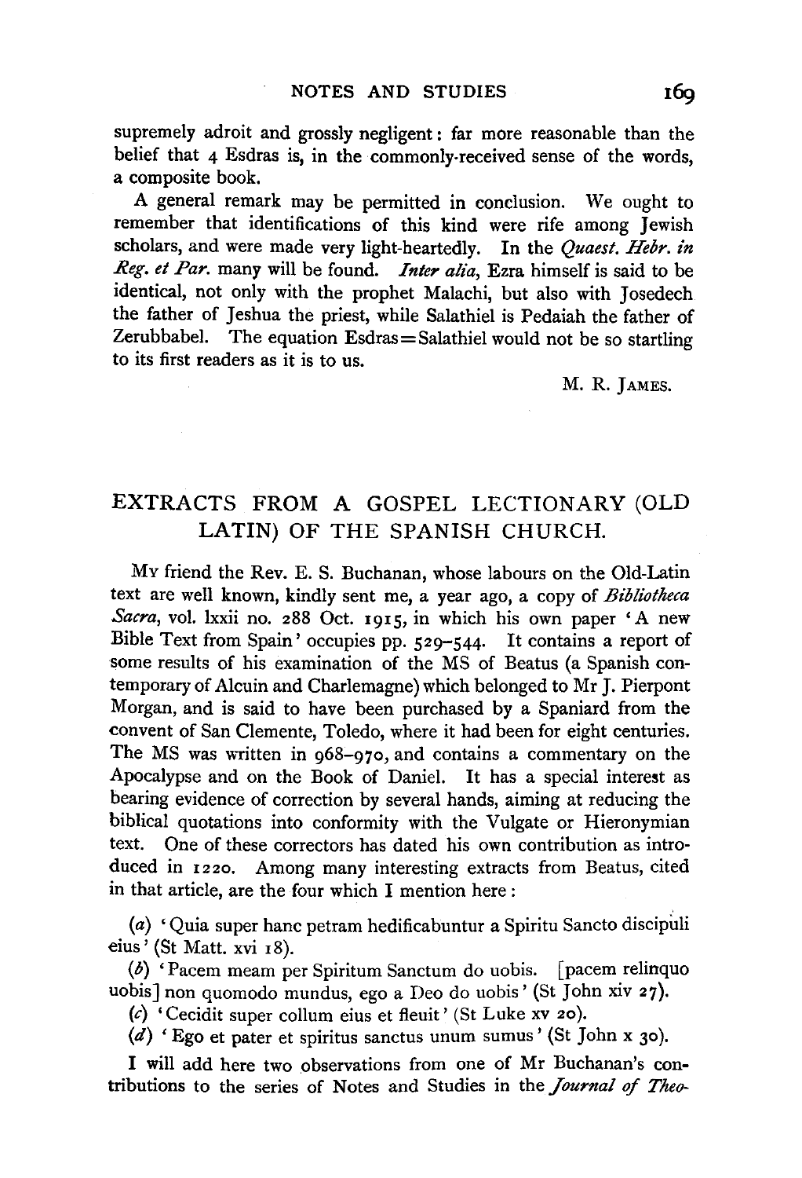supremely adroit and grossly negligent: far more reasonable than the belief that 4 Esdras is, in the commonly-received sense of the words, a composite book.

A general remark may be permitted in conclusion. We ought to remember that identifications of this kind were rife among Jewish scholars, and were made very light-heartedly. In the *Quaest. Hebr. in Reg. et Par.* many will be found. *Inter alia*, Ezra himself is said to be identical, not only with the prophet Malachi, but also with Josedech the father of Jeshua the priest, while Salathiel is Pedaiah the father of Zerubbabel. The equation Esdras = Salathiel would not be so startling to its first readers as it is to us.

M. R. JAMES.

## EXTRACTS FROM A GOSPEL LECTIONARY (OLD LATIN) OF THE SPANISH CHURCH.

MY friend the Rev. E. S. Buchanan, whose labours on the Old-Latin text are well known, kindly sent me, a year ago, a copy of *Bibliotheca Sacra*, vol. lxxii no. 288 Oct. 1915, in which his own paper 'A new Bible Text from Spain' occupies pp. 529–544. It contains a report of some results of his examination of the MS of Beatus (a Spanish contemporary of Alcuin and Charlemagne) which belonged to Mr J. Pierpont Morgan, and is said to have been purchased by a Spaniard from the convent of San Clemente, Toledo, where it had been for eight centuries. The MS was written in 968–970, and contains a commentary on the Apocalypse and on the Book of Daniel. It has a special interest as bearing evidence of correction by several hands, aiming at reducing the biblical quotations into conformity with the Vulgate or Hieronymian text. One of these correctors has dated his own contribution as introduced in 1220. Among many interesting extracts from Beatus, cited in that article, are the four which I mention here:

(*a*) 'Quia super hanc petram hedificabuntur a Spiritu Sancto discipuli eius' (St Matt. xvi 18).

(*b*) 'Pacem meam per Spiritum Sanctum do uobis. [pacem relinquo uobis] non quomodo mundus, ego a Deo do uobis' (St John xiv 27).

(*c*) 'Cecidit super collum eius et fleuit' (St Luke xv 20).

(*d*) 'Ego et pater et spiritus sanctus unum sumus' (St John x 30).

I will add here two observations from one of Mr Buchanan's contributions to the series of Notes and Studies in the *Journal of Theo-*